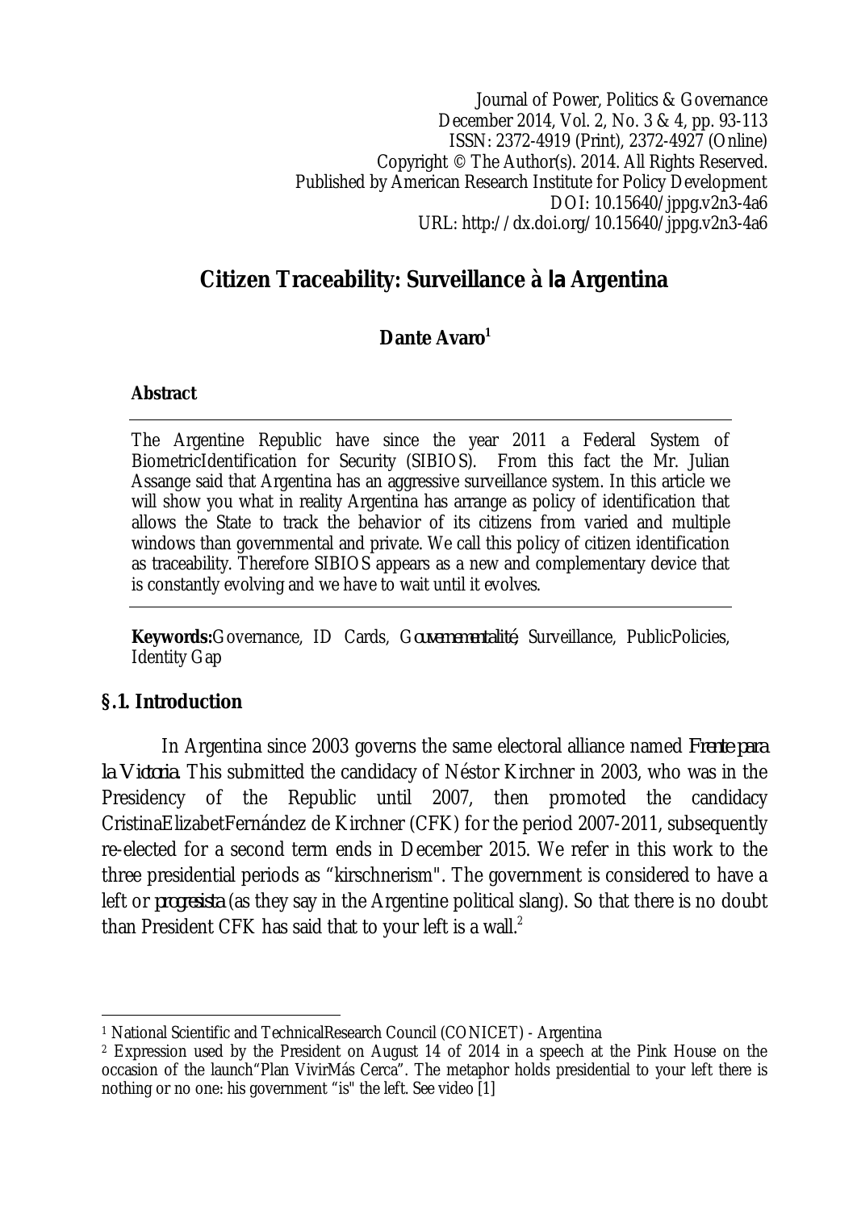Journal of Power, Politics & Governance
December 2014, Vol. 2, No. 3 & 4, pp. 93-113
ISSN: 2372-4919 (Print), 2372-4927 (Online)
Copyright © The Author(s). 2014. All Rights Reserved.
Published by American Research Institute for Policy Development
DOI: 10.15640/jppg.v2n3-4a6
URL: http://dx.doi.org/10.15640/jppg.v2n3-4a6

# Citizen Traceability: Surveillance à *la* Argentina

**Dante Avaro[1]**

**Abstract**

The Argentine Republic have since the year 2011 a Federal System of BiometricIdentification for Security (SIBIOS). From this fact the Mr. Julian Assange said that Argentina has an aggressive surveillance system. In this article we will show you what in reality Argentina has arrange as policy of identification that allows the State to track the behavior of its citizens from varied and multiple windows than governmental and private. We call this policy of citizen identification as traceability. Therefore SIBIOS appears as a new and complementary device that is constantly evolving and we have to wait until it evolves.

**Keywords:**Governance, ID Cards, *Gouvernementalité*, Surveillance, PublicPolicies, Identity Gap

## §.1. Introduction

In Argentina since 2003 governs the same electoral alliance named *Frente para la Victoria*. This submitted the candidacy of Néstor Kirchner in 2003, who was in the Presidency of the Republic until 2007, then promoted the candidacy CristinaElizabetFernández de Kirchner (CFK) for the period 2007-2011, subsequently re-elected for a second term ends in December 2015. We refer in this work to the three presidential periods as "kirschnerism". The government is considered to have a left or *progresista* (as they say in the Argentine political slang). So that there is no doubt than President CFK has said that to your left is a wall.[2]

---

[1] National Scientific and TechnicalResearch Council (CONICET) - Argentina

[2] Expression used by the President on August 14 of 2014 in a speech at the Pink House on the occasion of the launch"Plan VivirMás Cerca". The metaphor holds presidential to your left there is nothing or no one: his government "is" the left. See video [1]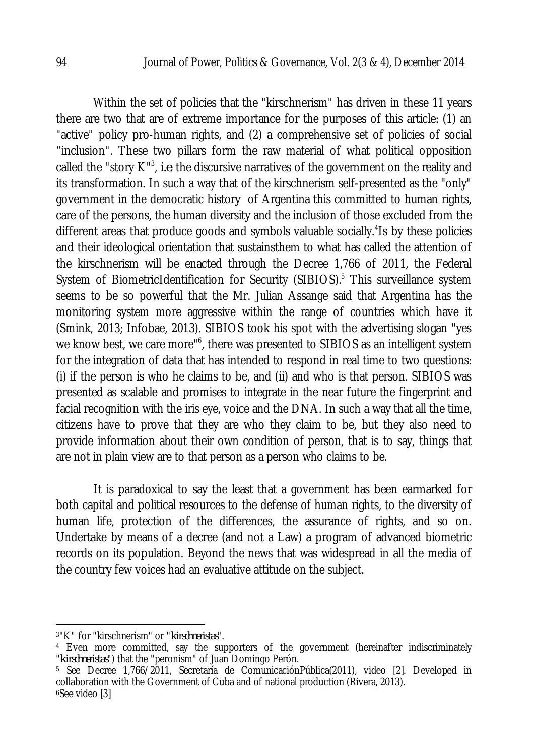Within the set of policies that the "kirschnerism" has driven in these 11 years there are two that are of extreme importance for the purposes of this article: (1) an "active" policy pro-human rights, and (2) a comprehensive set of policies of social "inclusion". These two pillars form the raw material of what political opposition called the "story K"[3], *i.e.* the discursive narratives of the government on the reality and its transformation. In such a way that of the kirschnerism self-presented as the "only" government in the democratic history of Argentina this committed to human rights, care of the persons, the human diversity and the inclusion of those excluded from the different areas that produce goods and symbols valuable socially.[4]Is by these policies and their ideological orientation that sustainsthem to what has called the attention of the kirschnerism will be enacted through the Decree 1,766 of 2011, the Federal System of BiometricIdentification for Security (SIBIOS).[5] This surveillance system seems to be so powerful that the Mr. Julian Assange said that Argentina has the monitoring system more aggressive within the range of countries which have it (Smink, 2013; Infobae, 2013). SIBIOS took his spot with the advertising slogan "yes we know best, we care more"[6], there was presented to SIBIOS as an intelligent system for the integration of data that has intended to respond in real time to two questions: (i) if the person is who he claims to be, and (ii) and who is that person. SIBIOS was presented as scalable and promises to integrate in the near future the fingerprint and facial recognition with the iris eye, voice and the DNA. In such a way that all the time, citizens have to prove that they are who they claim to be, but they also need to provide information about their own condition of person, that is to say, things that are not in plain view are to that person as a person who claims to be.

It is paradoxical to say the least that a government has been earmarked for both capital and political resources to the defense of human rights, to the diversity of human life, protection of the differences, the assurance of rights, and so on. Undertake by means of a decree (and not a Law) a program of advanced biometric records on its population. Beyond the news that was widespread in all the media of the country few voices had an evaluative attitude on the subject.

---

[3]"K" for "kirschnerism" or "*kirschneristas*".

[4] Even more committed, say the supporters of the government (hereinafter indiscriminately "*kirschneristas*") that the "peronism" of Juan Domingo Perón.

[5] See Decree 1,766/2011, Secretaría de ComunicaciónPública(2011), video [2]. Developed in collaboration with the Government of Cuba and of national production (Rivera, 2013).

[6]See video [3]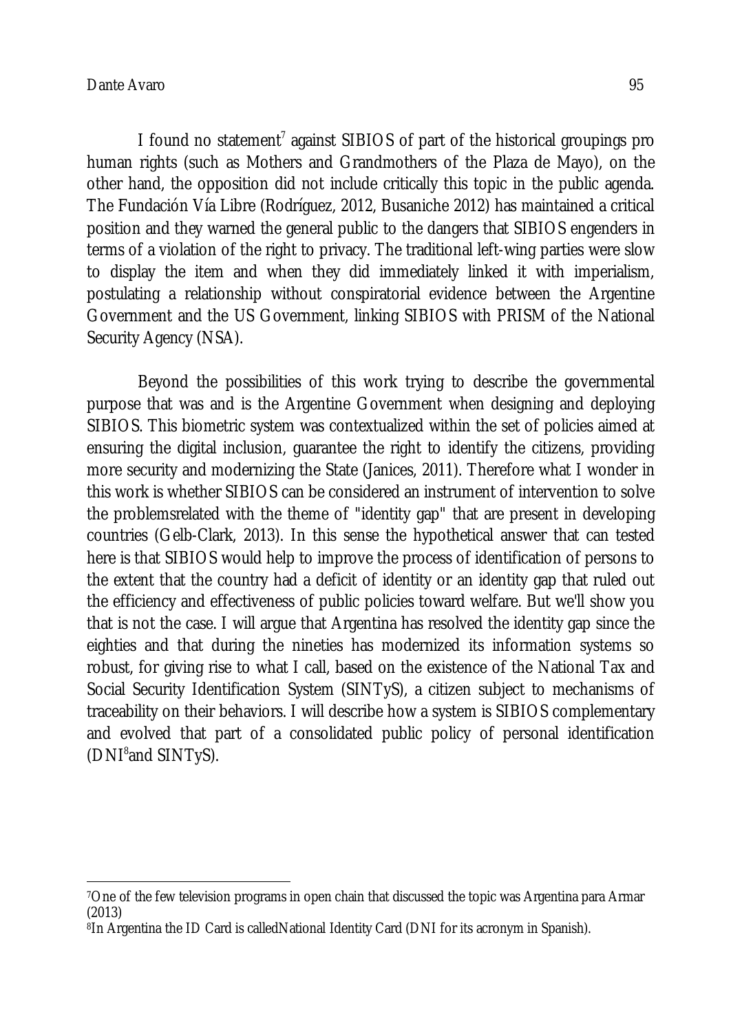I found no statement[7] against SIBIOS of part of the historical groupings pro human rights (such as Mothers and Grandmothers of the Plaza de Mayo), on the other hand, the opposition did not include critically this topic in the public agenda. The Fundación Vía Libre (Rodríguez, 2012, Busaniche 2012) has maintained a critical position and they warned the general public to the dangers that SIBIOS engenders in terms of a violation of the right to privacy. The traditional left-wing parties were slow to display the item and when they did immediately linked it with imperialism, postulating a relationship without conspiratorial evidence between the Argentine Government and the US Government, linking SIBIOS with PRISM of the National Security Agency (NSA).

Beyond the possibilities of this work trying to describe the governmental purpose that was and is the Argentine Government when designing and deploying SIBIOS. This biometric system was contextualized within the set of policies aimed at ensuring the digital inclusion, guarantee the right to identify the citizens, providing more security and modernizing the State (Janices, 2011). Therefore what I wonder in this work is whether SIBIOS can be considered an instrument of intervention to solve the problemsrelated with the theme of "identity gap" that are present in developing countries (Gelb-Clark, 2013). In this sense the hypothetical answer that can tested here is that SIBIOS would help to improve the process of identification of persons to the extent that the country had a deficit of identity or an identity gap that ruled out the efficiency and effectiveness of public policies toward welfare. But we'll show you that is not the case. I will argue that Argentina has resolved the identity gap since the eighties and that during the nineties has modernized its information systems so robust, for giving rise to what I call, based on the existence of the National Tax and Social Security Identification System (SINTyS), a citizen subject to mechanisms of traceability on their behaviors. I will describe how a system is SIBIOS complementary and evolved that part of a consolidated public policy of personal identification (DNI[8]and SINTyS).

---

[7]One of the few television programs in open chain that discussed the topic was Argentina para Armar (2013)

[8]In Argentina the ID Card is calledNational Identity Card (DNI for its acronym in Spanish).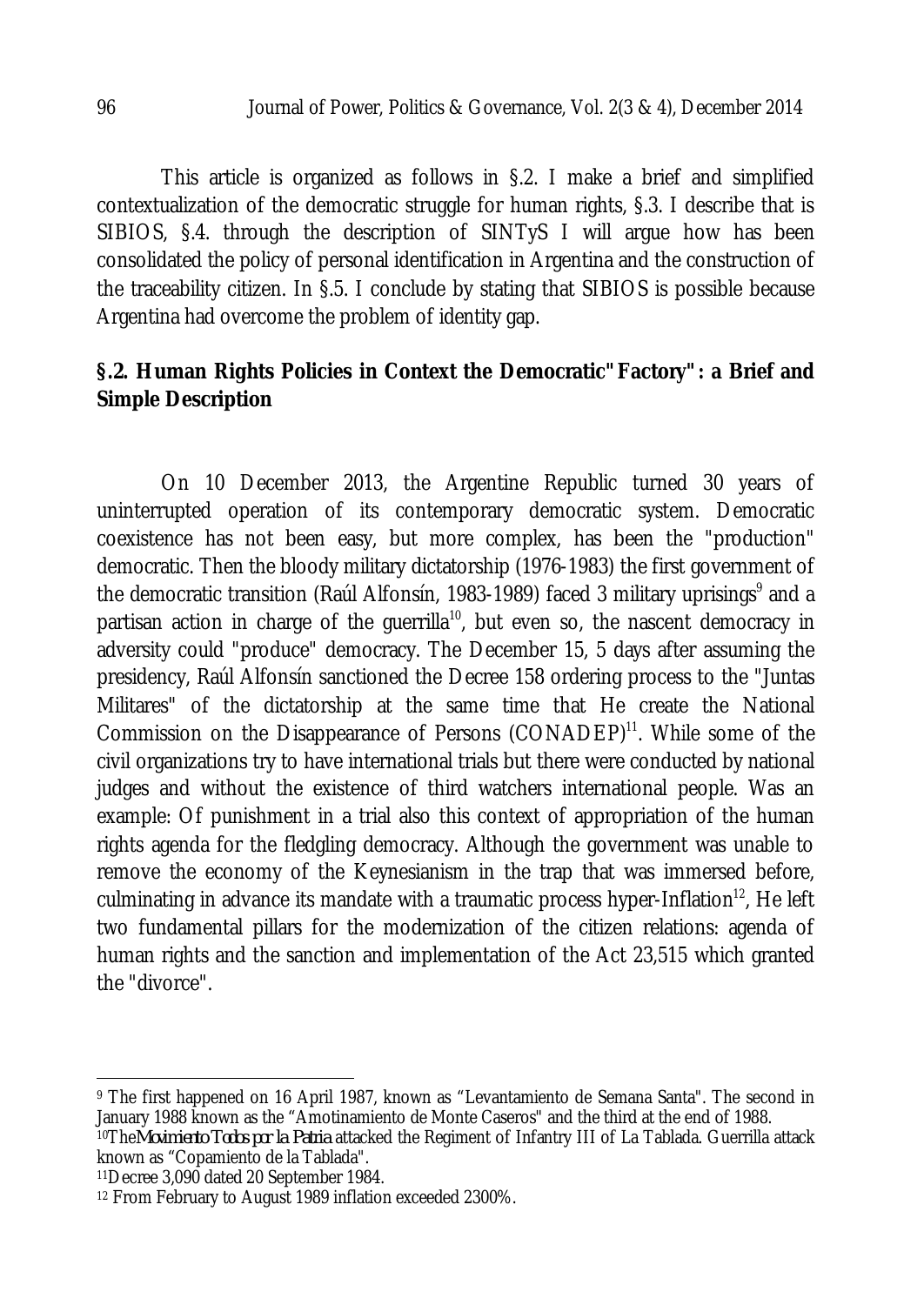This article is organized as follows in §.2. I make a brief and simplified contextualization of the democratic struggle for human rights, §.3. I describe that is SIBIOS, §.4. through the description of SINTyS I will argue how has been consolidated the policy of personal identification in Argentina and the construction of the traceability citizen. In §.5. I conclude by stating that SIBIOS is possible because Argentina had overcome the problem of identity gap.

## §.2. Human Rights Policies in Context the Democratic"Factory": a Brief and Simple Description

On 10 December 2013, the Argentine Republic turned 30 years of uninterrupted operation of its contemporary democratic system. Democratic coexistence has not been easy, but more complex, has been the "production" democratic. Then the bloody military dictatorship (1976-1983) the first government of the democratic transition (Raúl Alfonsín, 1983-1989) faced 3 military uprisings[9] and a partisan action in charge of the guerrilla[10], but even so, the nascent democracy in adversity could "produce" democracy. The December 15, 5 days after assuming the presidency, Raúl Alfonsín sanctioned the Decree 158 ordering process to the "Juntas Militares" of the dictatorship at the same time that He create the National Commission on the Disappearance of Persons (CONADEP)[11]. While some of the civil organizations try to have international trials but there were conducted by national judges and without the existence of third watchers international people. Was an example: Of punishment in a trial also this context of appropriation of the human rights agenda for the fledgling democracy. Although the government was unable to remove the economy of the Keynesianism in the trap that was immersed before, culminating in advance its mandate with a traumatic process hyper-Inflation[12], He left two fundamental pillars for the modernization of the citizen relations: agenda of human rights and the sanction and implementation of the Act 23,515 which granted the "divorce".

---

[9] The first happened on 16 April 1987, known as "Levantamiento de Semana Santa". The second in January 1988 known as the "Amotinamiento de Monte Caseros" and the third at the end of 1988.

[10] The *Movimiento Todos por la Patria* attacked the Regiment of Infantry III of La Tablada. Guerrilla attack known as "Copamiento de la Tablada".

[11] Decree 3,090 dated 20 September 1984.

[12] From February to August 1989 inflation exceeded 2300%.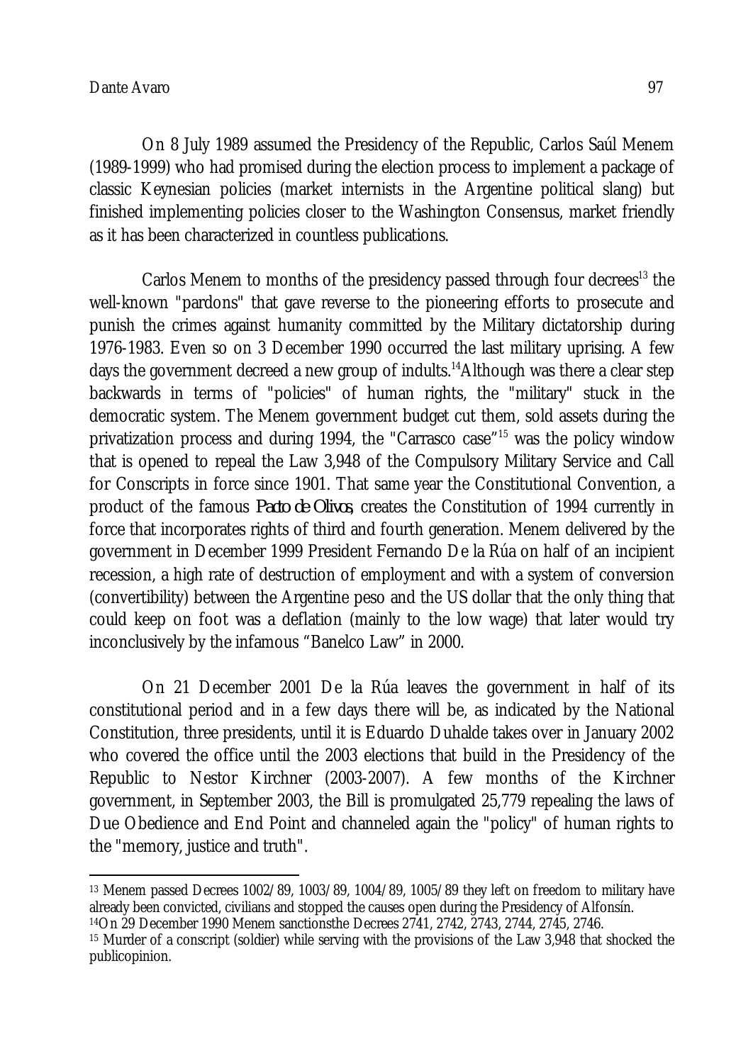On 8 July 1989 assumed the Presidency of the Republic, Carlos Saúl Menem (1989-1999) who had promised during the election process to implement a package of classic Keynesian policies (market internists in the Argentine political slang) but finished implementing policies closer to the Washington Consensus, market friendly as it has been characterized in countless publications.

Carlos Menem to months of the presidency passed through four decrees[13] the well-known "pardons" that gave reverse to the pioneering efforts to prosecute and punish the crimes against humanity committed by the Military dictatorship during 1976-1983. Even so on 3 December 1990 occurred the last military uprising. A few days the government decreed a new group of indults.[14]Although was there a clear step backwards in terms of "policies" of human rights, the "military" stuck in the democratic system. The Menem government budget cut them, sold assets during the privatization process and during 1994, the "Carrasco case"[15] was the policy window that is opened to repeal the Law 3,948 of the Compulsory Military Service and Call for Conscripts in force since 1901. That same year the Constitutional Convention, a product of the famous *Pacto de Olivos*, creates the Constitution of 1994 currently in force that incorporates rights of third and fourth generation. Menem delivered by the government in December 1999 President Fernando De la Rúa on half of an incipient recession, a high rate of destruction of employment and with a system of conversion (convertibility) between the Argentine peso and the US dollar that the only thing that could keep on foot was a deflation (mainly to the low wage) that later would try inconclusively by the infamous "Banelco Law" in 2000.

On 21 December 2001 De la Rúa leaves the government in half of its constitutional period and in a few days there will be, as indicated by the National Constitution, three presidents, until it is Eduardo Duhalde takes over in January 2002 who covered the office until the 2003 elections that build in the Presidency of the Republic to Nestor Kirchner (2003-2007). A few months of the Kirchner government, in September 2003, the Bill is promulgated 25,779 repealing the laws of Due Obedience and End Point and channeled again the "policy" of human rights to the "memory, justice and truth".

---

[13] Menem passed Decrees 1002/89, 1003/89, 1004/89, 1005/89 they left on freedom to military have already been convicted, civilians and stopped the causes open during the Presidency of Alfonsín.

[14] On 29 December 1990 Menem sanctionsthe Decrees 2741, 2742, 2743, 2744, 2745, 2746.

[15] Murder of a conscript (soldier) while serving with the provisions of the Law 3,948 that shocked the publicopinion.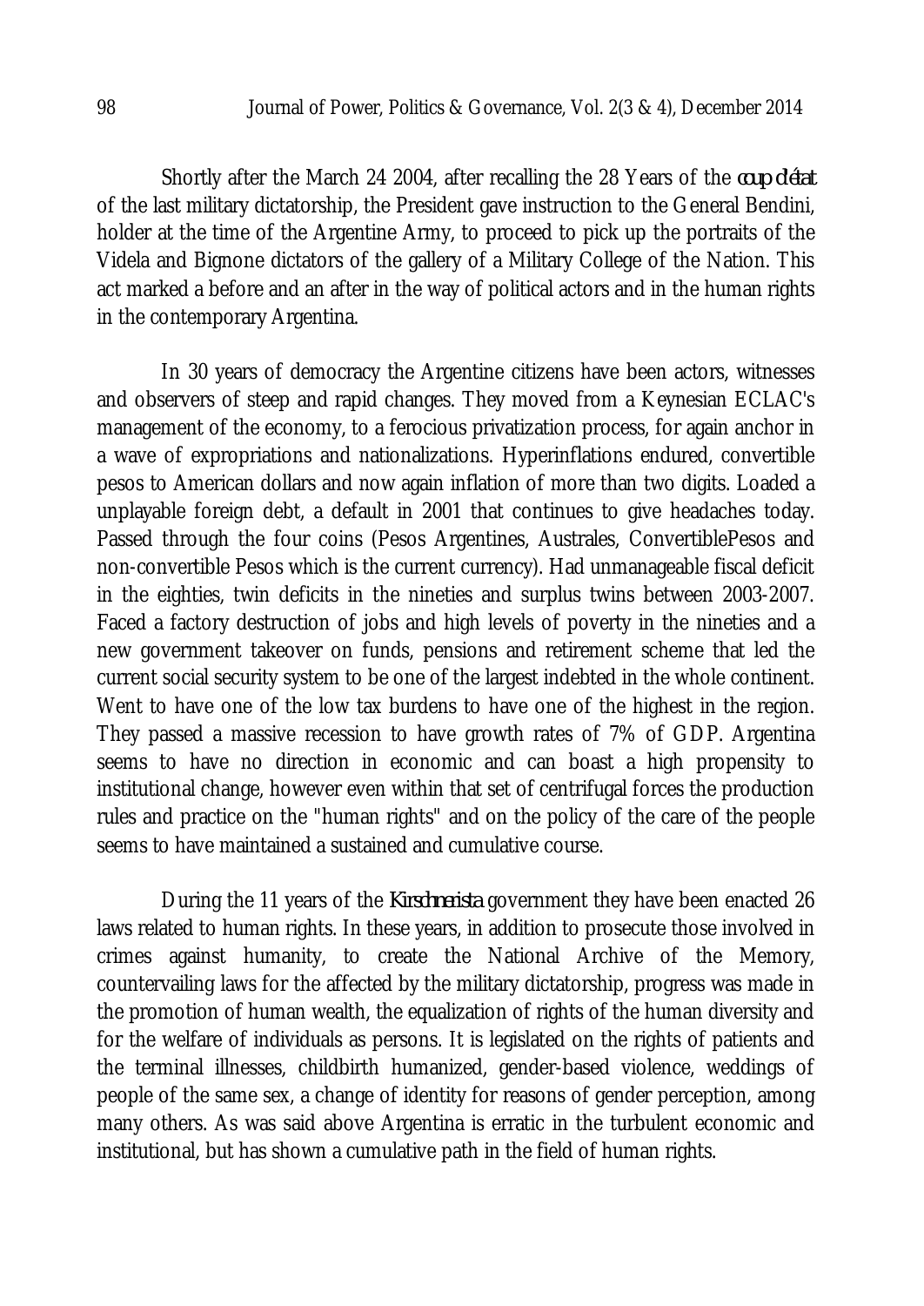Shortly after the March 24 2004, after recalling the 28 Years of the *coup d'état* of the last military dictatorship, the President gave instruction to the General Bendini, holder at the time of the Argentine Army, to proceed to pick up the portraits of the Videla and Bignone dictators of the gallery of a Military College of the Nation. This act marked a before and an after in the way of political actors and in the human rights in the contemporary Argentina.

In 30 years of democracy the Argentine citizens have been actors, witnesses and observers of steep and rapid changes. They moved from a Keynesian ECLAC's management of the economy, to a ferocious privatization process, for again anchor in a wave of expropriations and nationalizations. Hyperinflations endured, convertible pesos to American dollars and now again inflation of more than two digits. Loaded a unplayable foreign debt, a default in 2001 that continues to give headaches today. Passed through the four coins (Pesos Argentines, Australes, ConvertiblePesos and non-convertible Pesos which is the current currency). Had unmanageable fiscal deficit in the eighties, twin deficits in the nineties and surplus twins between 2003-2007. Faced a factory destruction of jobs and high levels of poverty in the nineties and a new government takeover on funds, pensions and retirement scheme that led the current social security system to be one of the largest indebted in the whole continent. Went to have one of the low tax burdens to have one of the highest in the region. They passed a massive recession to have growth rates of 7% of GDP. Argentina seems to have no direction in economic and can boast a high propensity to institutional change, however even within that set of centrifugal forces the production rules and practice on the "human rights" and on the policy of the care of the people seems to have maintained a sustained and cumulative course.

During the 11 years of the *Kirschnerista* government they have been enacted 26 laws related to human rights. In these years, in addition to prosecute those involved in crimes against humanity, to create the National Archive of the Memory, countervailing laws for the affected by the military dictatorship, progress was made in the promotion of human wealth, the equalization of rights of the human diversity and for the welfare of individuals as persons. It is legislated on the rights of patients and the terminal illnesses, childbirth humanized, gender-based violence, weddings of people of the same sex, a change of identity for reasons of gender perception, among many others. As was said above Argentina is erratic in the turbulent economic and institutional, but has shown a cumulative path in the field of human rights.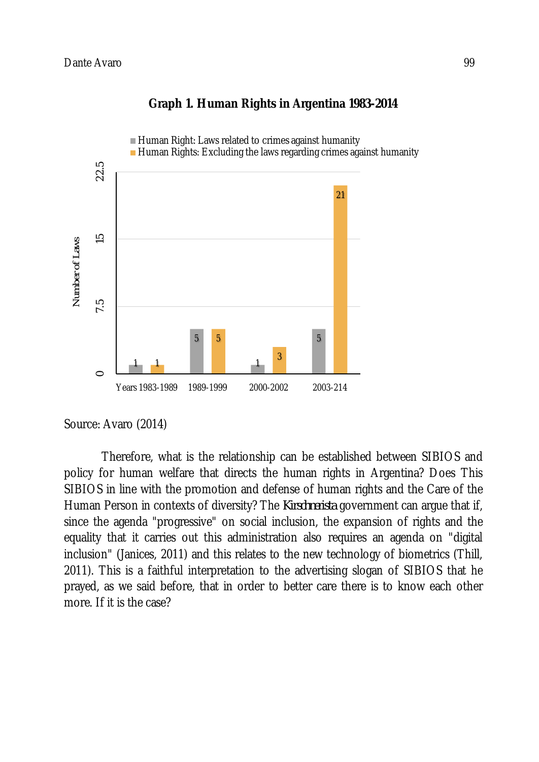**Graph 1. Human Rights in Argentina 1983-2014**

| | Human Right: Laws related to crimes against humanity | Human Rights: Excluding the laws regarding crimes against humanity |
|---|---|---|
| Years 1983-1989 | 1 | 1 |
| 1989-1999 | 5 | 5 |
| 2000-2002 | 1 | 3 |
| 2003-214 | 5 | 21 |

Source: Avaro (2014)

Therefore, what is the relationship can be established between SIBIOS and policy for human welfare that directs the human rights in Argentina? Does This SIBIOS in line with the promotion and defense of human rights and the Care of the Human Person in contexts of diversity? The *Kirschnerista* government can argue that if, since the agenda "progressive" on social inclusion, the expansion of rights and the equality that it carries out this administration also requires an agenda on "digital inclusion" (Janices, 2011) and this relates to the new technology of biometrics (Thill, 2011). This is a faithful interpretation to the advertising slogan of SIBIOS that he prayed, as we said before, that in order to better care there is to know each other more. If it is the case?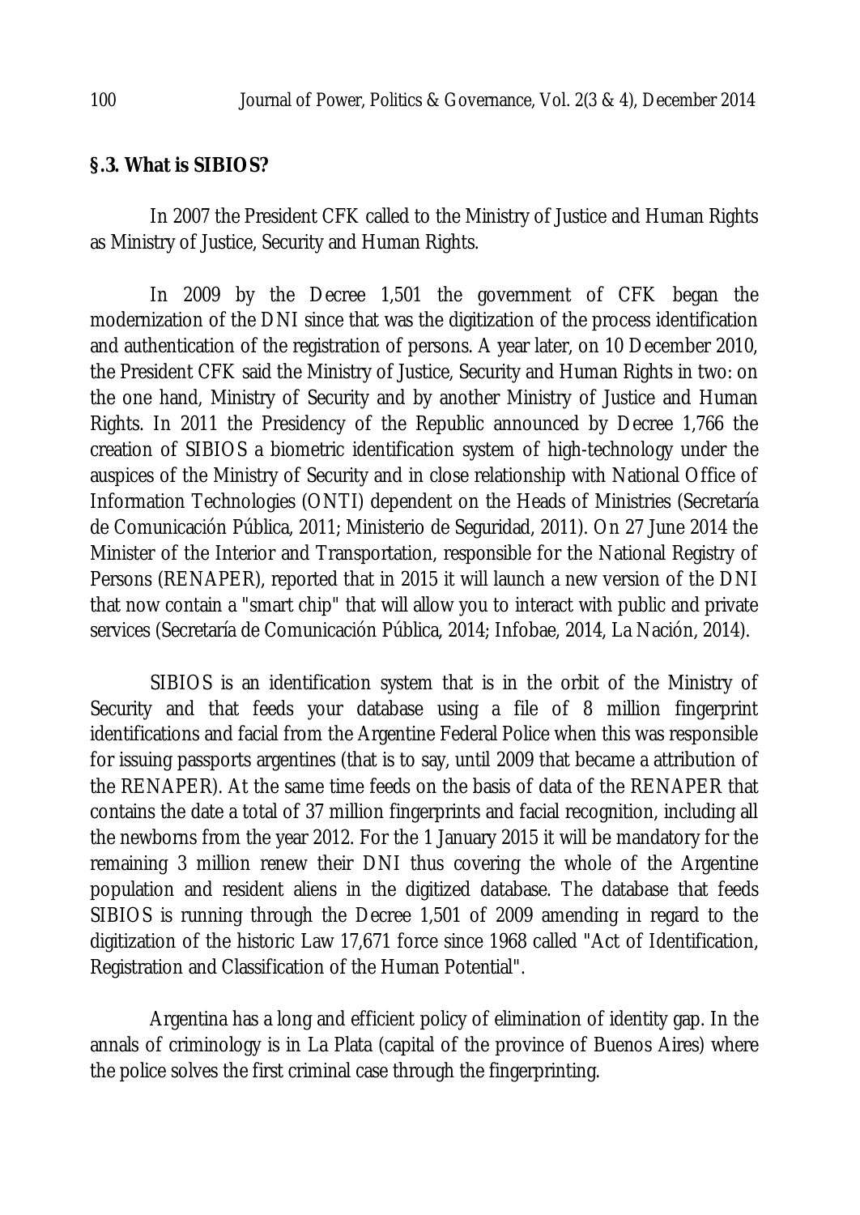### §.3. What is SIBIOS?

In 2007 the President CFK called to the Ministry of Justice and Human Rights as Ministry of Justice, Security and Human Rights.

In 2009 by the Decree 1,501 the government of CFK began the modernization of the DNI since that was the digitization of the process identification and authentication of the registration of persons. A year later, on 10 December 2010, the President CFK said the Ministry of Justice, Security and Human Rights in two: on the one hand, Ministry of Security and by another Ministry of Justice and Human Rights. In 2011 the Presidency of the Republic announced by Decree 1,766 the creation of SIBIOS a biometric identification system of high-technology under the auspices of the Ministry of Security and in close relationship with National Office of Information Technologies (ONTI) dependent on the Heads of Ministries (Secretaría de Comunicación Pública, 2011; Ministerio de Seguridad, 2011). On 27 June 2014 the Minister of the Interior and Transportation, responsible for the National Registry of Persons (RENAPER), reported that in 2015 it will launch a new version of the DNI that now contain a "smart chip" that will allow you to interact with public and private services (Secretaría de Comunicación Pública, 2014; Infobae, 2014, La Nación, 2014).

SIBIOS is an identification system that is in the orbit of the Ministry of Security and that feeds your database using a file of 8 million fingerprint identifications and facial from the Argentine Federal Police when this was responsible for issuing passports argentines (that is to say, until 2009 that became a attribution of the RENAPER). At the same time feeds on the basis of data of the RENAPER that contains the date a total of 37 million fingerprints and facial recognition, including all the newborns from the year 2012. For the 1 January 2015 it will be mandatory for the remaining 3 million renew their DNI thus covering the whole of the Argentine population and resident aliens in the digitized database. The database that feeds SIBIOS is running through the Decree 1,501 of 2009 amending in regard to the digitization of the historic Law 17,671 force since 1968 called "Act of Identification, Registration and Classification of the Human Potential".

Argentina has a long and efficient policy of elimination of identity gap. In the annals of criminology is in La Plata (capital of the province of Buenos Aires) where the police solves the first criminal case through the fingerprinting.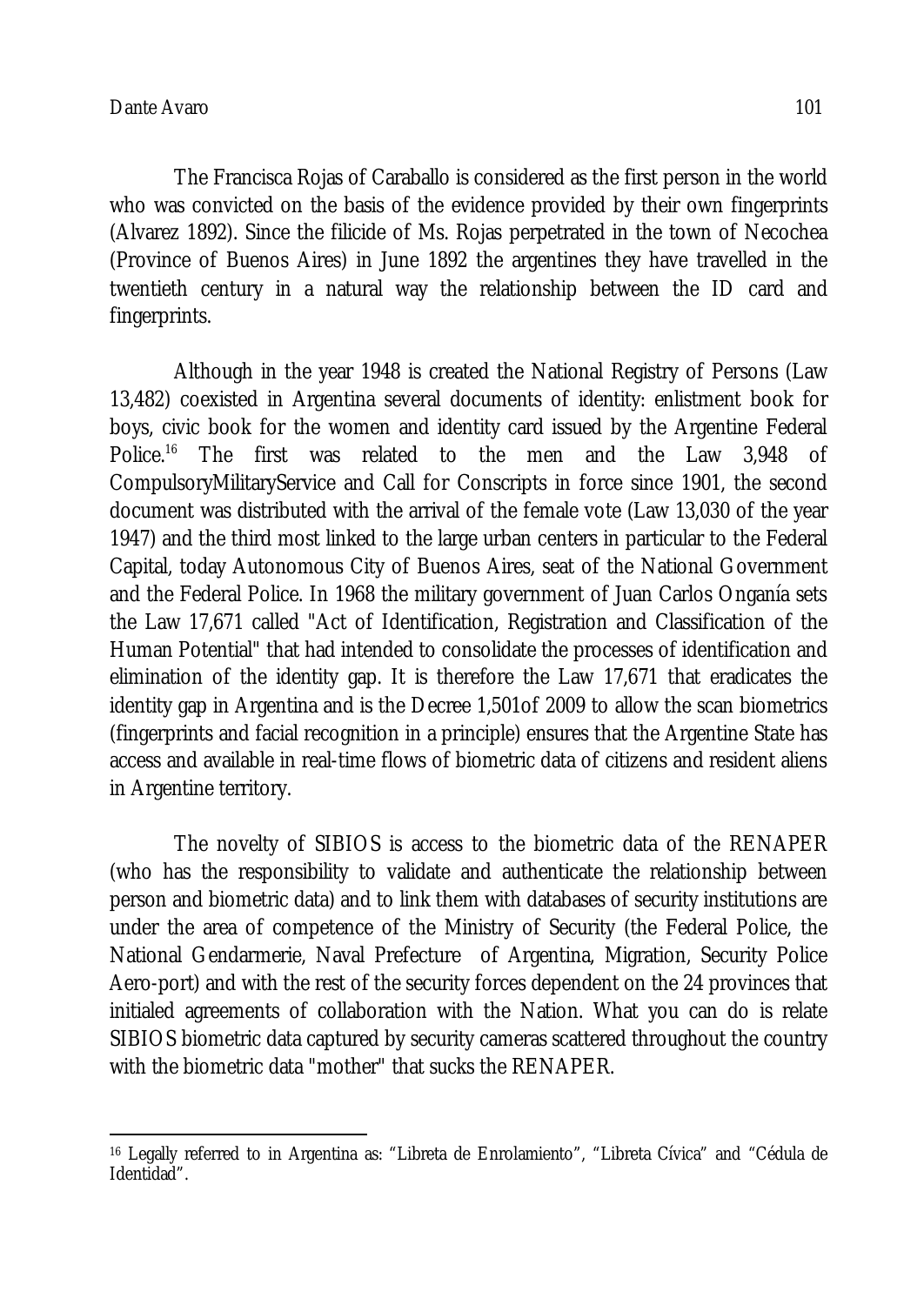The Francisca Rojas of Caraballo is considered as the first person in the world who was convicted on the basis of the evidence provided by their own fingerprints (Alvarez 1892). Since the filicide of Ms. Rojas perpetrated in the town of Necochea (Province of Buenos Aires) in June 1892 the argentines they have travelled in the twentieth century in a natural way the relationship between the ID card and fingerprints.

Although in the year 1948 is created the National Registry of Persons (Law 13,482) coexisted in Argentina several documents of identity: enlistment book for boys, civic book for the women and identity card issued by the Argentine Federal Police.[16] The first was related to the men and the Law 3,948 of CompulsoryMilitaryService and Call for Conscripts in force since 1901, the second document was distributed with the arrival of the female vote (Law 13,030 of the year 1947) and the third most linked to the large urban centers in particular to the Federal Capital, today Autonomous City of Buenos Aires, seat of the National Government and the Federal Police. In 1968 the military government of Juan Carlos Onganía sets the Law 17,671 called "Act of Identification, Registration and Classification of the Human Potential" that had intended to consolidate the processes of identification and elimination of the identity gap. It is therefore the Law 17,671 that eradicates the identity gap in Argentina and is the Decree 1,501of 2009 to allow the scan biometrics (fingerprints and facial recognition in a principle) ensures that the Argentine State has access and available in real-time flows of biometric data of citizens and resident aliens in Argentine territory.

The novelty of SIBIOS is access to the biometric data of the RENAPER (who has the responsibility to validate and authenticate the relationship between person and biometric data) and to link them with databases of security institutions are under the area of competence of the Ministry of Security (the Federal Police, the National Gendarmerie, Naval Prefecture of Argentina, Migration, Security Police Aero-port) and with the rest of the security forces dependent on the 24 provinces that initialed agreements of collaboration with the Nation. What you can do is relate SIBIOS biometric data captured by security cameras scattered throughout the country with the biometric data "mother" that sucks the RENAPER.

[16] Legally referred to in Argentina as: "Libreta de Enrolamiento", "Libreta Cívica" and "Cédula de Identidad".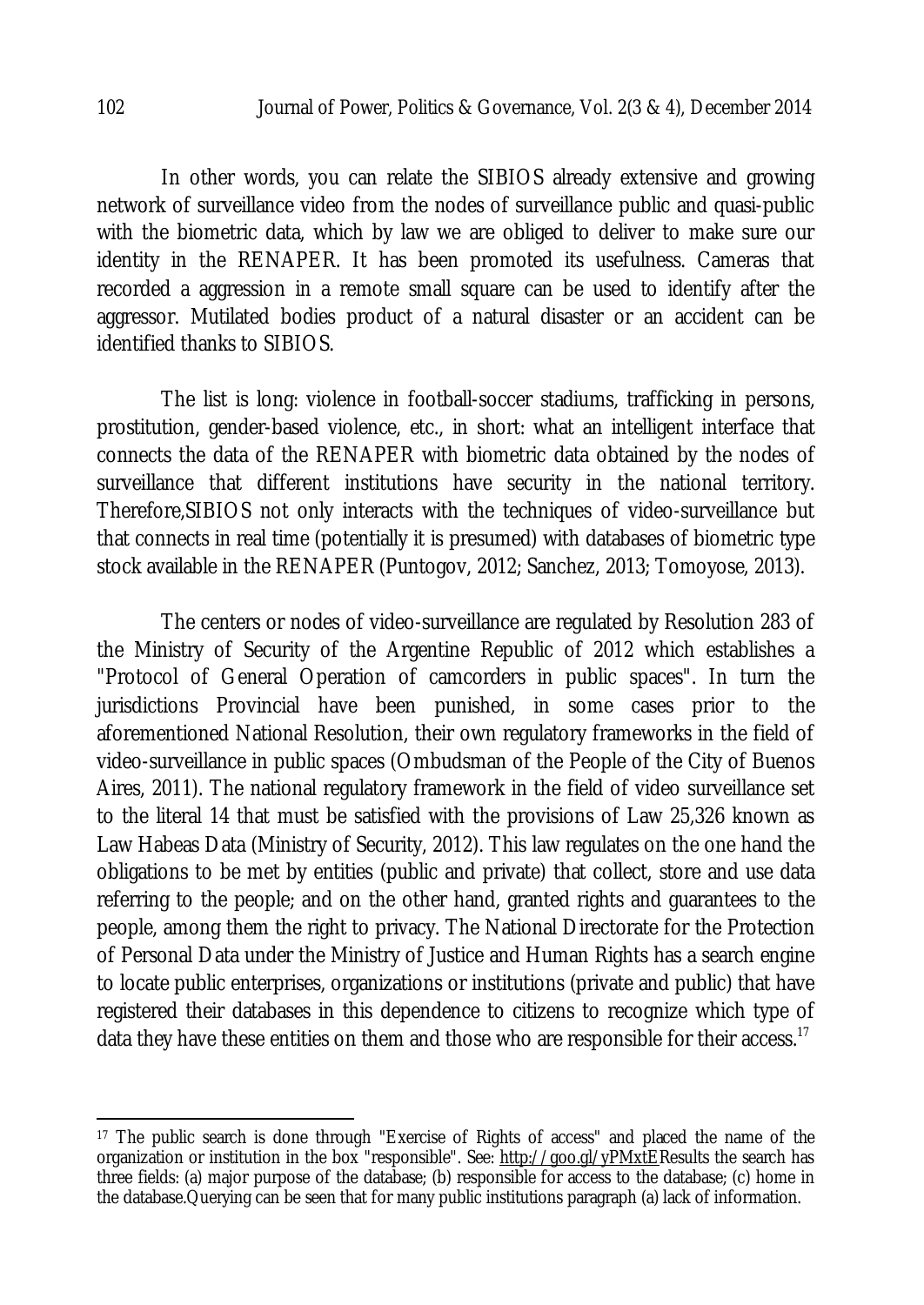In other words, you can relate the SIBIOS already extensive and growing network of surveillance video from the nodes of surveillance public and quasi-public with the biometric data, which by law we are obliged to deliver to make sure our identity in the RENAPER. It has been promoted its usefulness. Cameras that recorded a aggression in a remote small square can be used to identify after the aggressor. Mutilated bodies product of a natural disaster or an accident can be identified thanks to SIBIOS.

The list is long: violence in football-soccer stadiums, trafficking in persons, prostitution, gender-based violence, etc., in short: what an intelligent interface that connects the data of the RENAPER with biometric data obtained by the nodes of surveillance that different institutions have security in the national territory. Therefore,SIBIOS not only interacts with the techniques of video-surveillance but that connects in real time (potentially it is presumed) with databases of biometric type stock available in the RENAPER (Puntogov, 2012; Sanchez, 2013; Tomoyose, 2013).

The centers or nodes of video-surveillance are regulated by Resolution 283 of the Ministry of Security of the Argentine Republic of 2012 which establishes a "Protocol of General Operation of camcorders in public spaces". In turn the jurisdictions Provincial have been punished, in some cases prior to the aforementioned National Resolution, their own regulatory frameworks in the field of video-surveillance in public spaces (Ombudsman of the People of the City of Buenos Aires, 2011). The national regulatory framework in the field of video surveillance set to the literal 14 that must be satisfied with the provisions of Law 25,326 known as Law Habeas Data (Ministry of Security, 2012). This law regulates on the one hand the obligations to be met by entities (public and private) that collect, store and use data referring to the people; and on the other hand, granted rights and guarantees to the people, among them the right to privacy. The National Directorate for the Protection of Personal Data under the Ministry of Justice and Human Rights has a search engine to locate public enterprises, organizations or institutions (private and public) that have registered their databases in this dependence to citizens to recognize which type of data they have these entities on them and those who are responsible for their access.[17]

---

[17] The public search is done through "Exercise of Rights of access" and placed the name of the organization or institution in the box "responsible". See: http://goo.gl/yPMxtE Results the search has three fields: (a) major purpose of the database; (b) responsible for access to the database; (c) home in the database.Querying can be seen that for many public institutions paragraph (a) lack of information.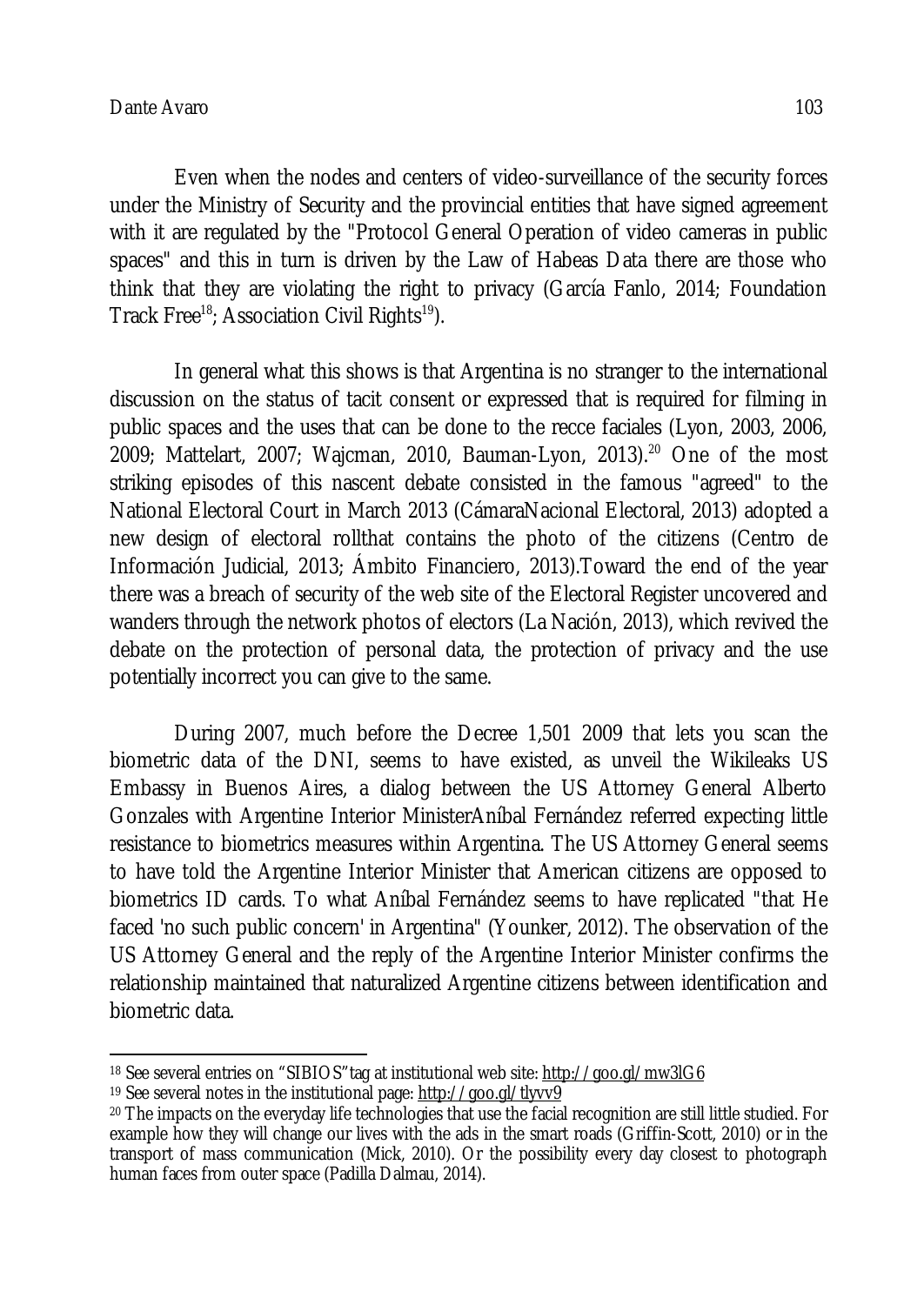Even when the nodes and centers of video-surveillance of the security forces under the Ministry of Security and the provincial entities that have signed agreement with it are regulated by the "Protocol General Operation of video cameras in public spaces" and this in turn is driven by the Law of Habeas Data there are those who think that they are violating the right to privacy (García Fanlo, 2014; Foundation Track Free[18]; Association Civil Rights[19]).

In general what this shows is that Argentina is no stranger to the international discussion on the status of tacit consent or expressed that is required for filming in public spaces and the uses that can be done to the recce faciales (Lyon, 2003, 2006, 2009; Mattelart, 2007; Wajcman, 2010, Bauman-Lyon, 2013).[20] One of the most striking episodes of this nascent debate consisted in the famous "agreed" to the National Electoral Court in March 2013 (CámaraNacional Electoral, 2013) adopted a new design of electoral rollthat contains the photo of the citizens (Centro de Información Judicial, 2013; Ámbito Financiero, 2013).Toward the end of the year there was a breach of security of the web site of the Electoral Register uncovered and wanders through the network photos of electors (La Nación, 2013), which revived the debate on the protection of personal data, the protection of privacy and the use potentially incorrect you can give to the same.

During 2007, much before the Decree 1,501 2009 that lets you scan the biometric data of the DNI, seems to have existed, as unveil the Wikileaks US Embassy in Buenos Aires, a dialog between the US Attorney General Alberto Gonzales with Argentine Interior MinisterAníbal Fernández referred expecting little resistance to biometrics measures within Argentina. The US Attorney General seems to have told the Argentine Interior Minister that American citizens are opposed to biometrics ID cards. To what Aníbal Fernández seems to have replicated "that He faced 'no such public concern' in Argentina" (Younker, 2012). The observation of the US Attorney General and the reply of the Argentine Interior Minister confirms the relationship maintained that naturalized Argentine citizens between identification and biometric data.

---

[18] See several entries on "SIBIOS"tag at institutional web site: http://goo.gl/mw3lG6

[19] See several notes in the institutional page: http://goo.gl/tlyvv9

[20] The impacts on the everyday life technologies that use the facial recognition are still little studied. For example how they will change our lives with the ads in the smart roads (Griffin-Scott, 2010) or in the transport of mass communication (Mick, 2010). Or the possibility every day closest to photograph human faces from outer space (Padilla Dalmau, 2014).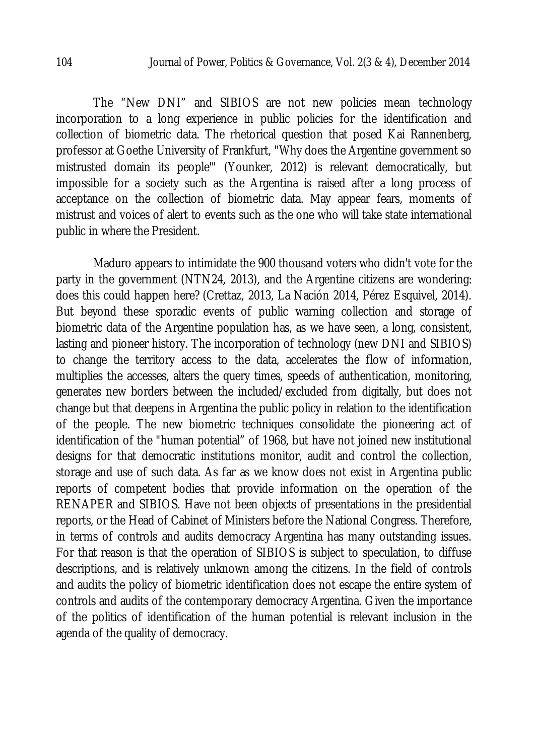The “New DNI” and SIBIOS are not new policies mean technology incorporation to a long experience in public policies for the identification and collection of biometric data. The rhetorical question that posed Kai Rannenberg, professor at Goethe University of Frankfurt, "Why does the Argentine government so mistrusted domain its people'" (Younker, 2012) is relevant democratically, but impossible for a society such as the Argentina is raised after a long process of acceptance on the collection of biometric data. May appear fears, moments of mistrust and voices of alert to events such as the one who will take state international public in where the President.

Maduro appears to intimidate the 900 thousand voters who didn't vote for the party in the government (NTN24, 2013), and the Argentine citizens are wondering: does this could happen here? (Crettaz, 2013, La Nación 2014, Pérez Esquivel, 2014). But beyond these sporadic events of public warning collection and storage of biometric data of the Argentine population has, as we have seen, a long, consistent, lasting and pioneer history. The incorporation of technology (new DNI and SIBIOS) to change the territory access to the data, accelerates the flow of information, multiplies the accesses, alters the query times, speeds of authentication, monitoring, generates new borders between the included/excluded from digitally, but does not change but that deepens in Argentina the public policy in relation to the identification of the people. The new biometric techniques consolidate the pioneering act of identification of the "human potential" of 1968, but have not joined new institutional designs for that democratic institutions monitor, audit and control the collection, storage and use of such data. As far as we know does not exist in Argentina public reports of competent bodies that provide information on the operation of the RENAPER and SIBIOS. Have not been objects of presentations in the presidential reports, or the Head of Cabinet of Ministers before the National Congress. Therefore, in terms of controls and audits democracy Argentina has many outstanding issues. For that reason is that the operation of SIBIOS is subject to speculation, to diffuse descriptions, and is relatively unknown among the citizens. In the field of controls and audits the policy of biometric identification does not escape the entire system of controls and audits of the contemporary democracy Argentina. Given the importance of the politics of identification of the human potential is relevant inclusion in the agenda of the quality of democracy.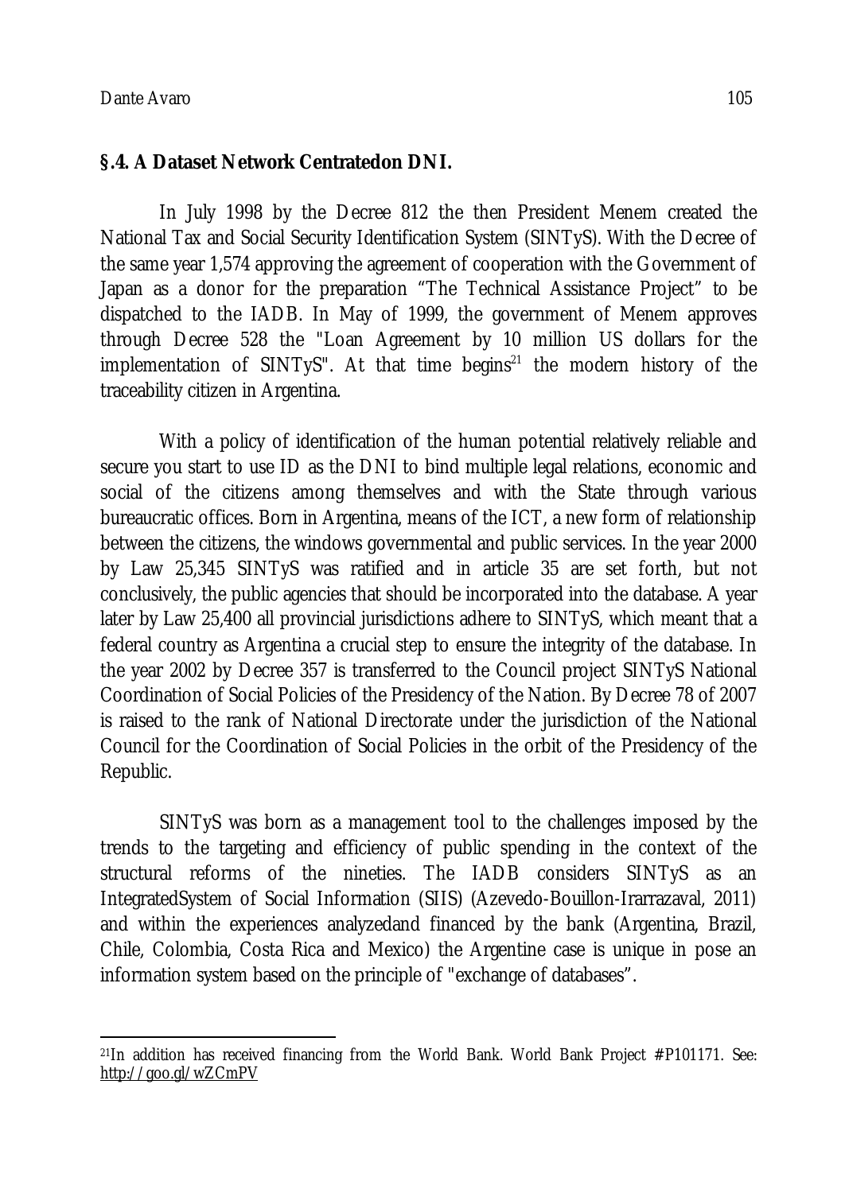**§.4. A Dataset Network Centratedon DNI.**

In July 1998 by the Decree 812 the then President Menem created the National Tax and Social Security Identification System (SINTyS). With the Decree of the same year 1,574 approving the agreement of cooperation with the Government of Japan as a donor for the preparation "The Technical Assistance Project" to be dispatched to the IADB. In May of 1999, the government of Menem approves through Decree 528 the "Loan Agreement by 10 million US dollars for the implementation of SINTyS". At that time begins[21] the modern history of the traceability citizen in Argentina.

With a policy of identification of the human potential relatively reliable and secure you start to use ID as the DNI to bind multiple legal relations, economic and social of the citizens among themselves and with the State through various bureaucratic offices. Born in Argentina, means of the ICT, a new form of relationship between the citizens, the windows governmental and public services. In the year 2000 by Law 25,345 SINTyS was ratified and in article 35 are set forth, but not conclusively, the public agencies that should be incorporated into the database. A year later by Law 25,400 all provincial jurisdictions adhere to SINTyS, which meant that a federal country as Argentina a crucial step to ensure the integrity of the database. In the year 2002 by Decree 357 is transferred to the Council project SINTyS National Coordination of Social Policies of the Presidency of the Nation. By Decree 78 of 2007 is raised to the rank of National Directorate under the jurisdiction of the National Council for the Coordination of Social Policies in the orbit of the Presidency of the Republic.

SINTyS was born as a management tool to the challenges imposed by the trends to the targeting and efficiency of public spending in the context of the structural reforms of the nineties. The IADB considers SINTyS as an IntegratedSystem of Social Information (SIIS) (Azevedo-Bouillon-Irarrazaval, 2011) and within the experiences analyzedand financed by the bank (Argentina, Brazil, Chile, Colombia, Costa Rica and Mexico) the Argentine case is unique in pose an information system based on the principle of "exchange of databases".

---

[21] In addition has received financing from the World Bank. World Bank Project #P101171. See: http://goo.gl/wZCmPV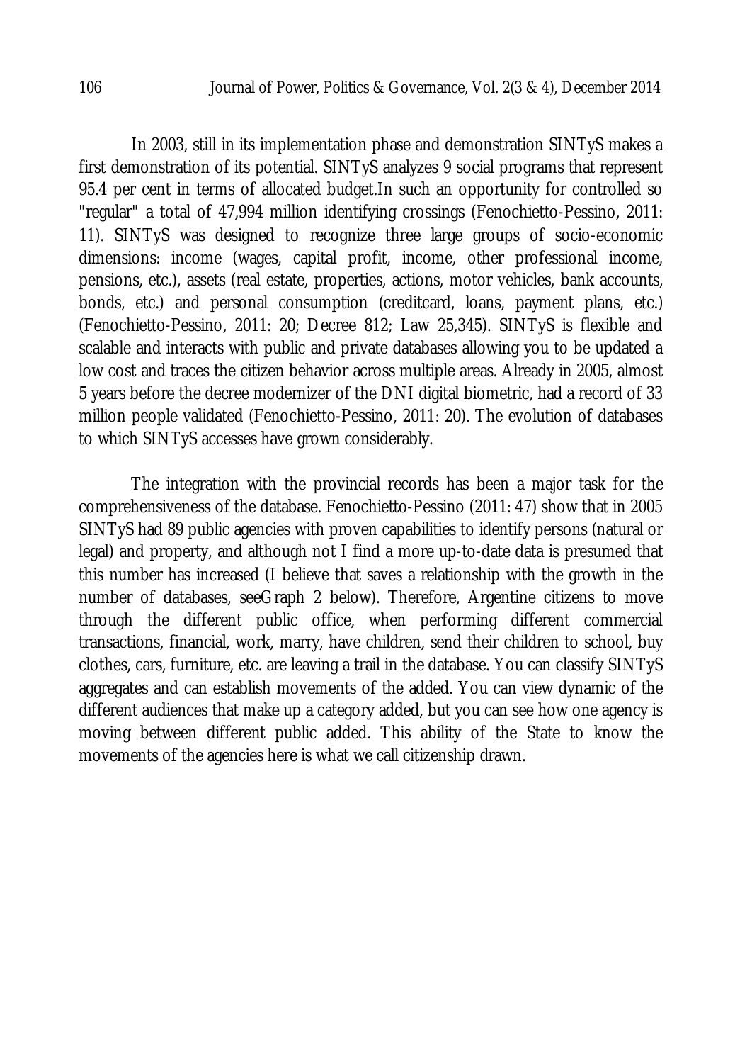In 2003, still in its implementation phase and demonstration SINTyS makes a first demonstration of its potential. SINTyS analyzes 9 social programs that represent 95.4 per cent in terms of allocated budget.In such an opportunity for controlled so "regular" a total of 47,994 million identifying crossings (Fenochietto-Pessino, 2011: 11). SINTyS was designed to recognize three large groups of socio-economic dimensions: income (wages, capital profit, income, other professional income, pensions, etc.), assets (real estate, properties, actions, motor vehicles, bank accounts, bonds, etc.) and personal consumption (creditcard, loans, payment plans, etc.) (Fenochietto-Pessino, 2011: 20; Decree 812; Law 25,345). SINTyS is flexible and scalable and interacts with public and private databases allowing you to be updated a low cost and traces the citizen behavior across multiple areas. Already in 2005, almost 5 years before the decree modernizer of the DNI digital biometric, had a record of 33 million people validated (Fenochietto-Pessino, 2011: 20). The evolution of databases to which SINTyS accesses have grown considerably.

The integration with the provincial records has been a major task for the comprehensiveness of the database. Fenochietto-Pessino (2011: 47) show that in 2005 SINTyS had 89 public agencies with proven capabilities to identify persons (natural or legal) and property, and although not I find a more up-to-date data is presumed that this number has increased (I believe that saves a relationship with the growth in the number of databases, seeGraph 2 below). Therefore, Argentine citizens to move through the different public office, when performing different commercial transactions, financial, work, marry, have children, send their children to school, buy clothes, cars, furniture, etc. are leaving a trail in the database. You can classify SINTyS aggregates and can establish movements of the added. You can view dynamic of the different audiences that make up a category added, but you can see how one agency is moving between different public added. This ability of the State to know the movements of the agencies here is what we call citizenship drawn.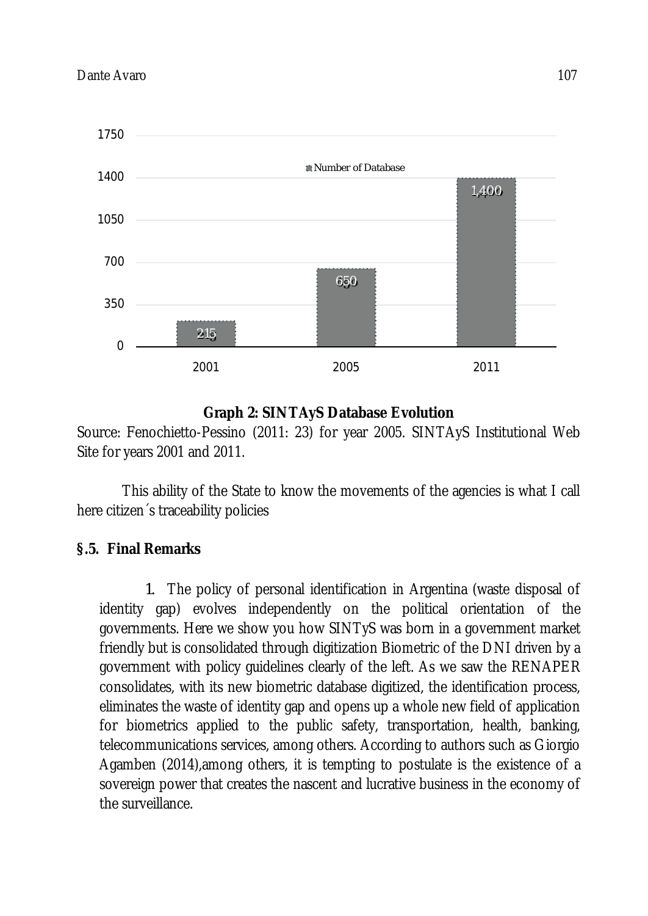**Graph 2: SINTAyS Database Evolution**

Source: Fenochietto-Pessino (2011: 23) for year 2005. SINTAyS Institutional Web Site for years 2001 and 2011.

This ability of the State to know the movements of the agencies is what I call here citizen´s traceability policies

## §.5. Final Remarks

1. The policy of personal identification in Argentina (waste disposal of identity gap) evolves independently on the political orientation of the governments. Here we show you how SINTyS was born in a government market friendly but is consolidated through digitization Biometric of the DNI driven by a government with policy guidelines clearly of the left. As we saw the RENAPER consolidates, with its new biometric database digitized, the identification process, eliminates the waste of identity gap and opens up a whole new field of application for biometrics applied to the public safety, transportation, health, banking, telecommunications services, among others. According to authors such as Giorgio Agamben (2014),among others, it is tempting to postulate is the existence of a sovereign power that creates the nascent and lucrative business in the economy of the surveillance.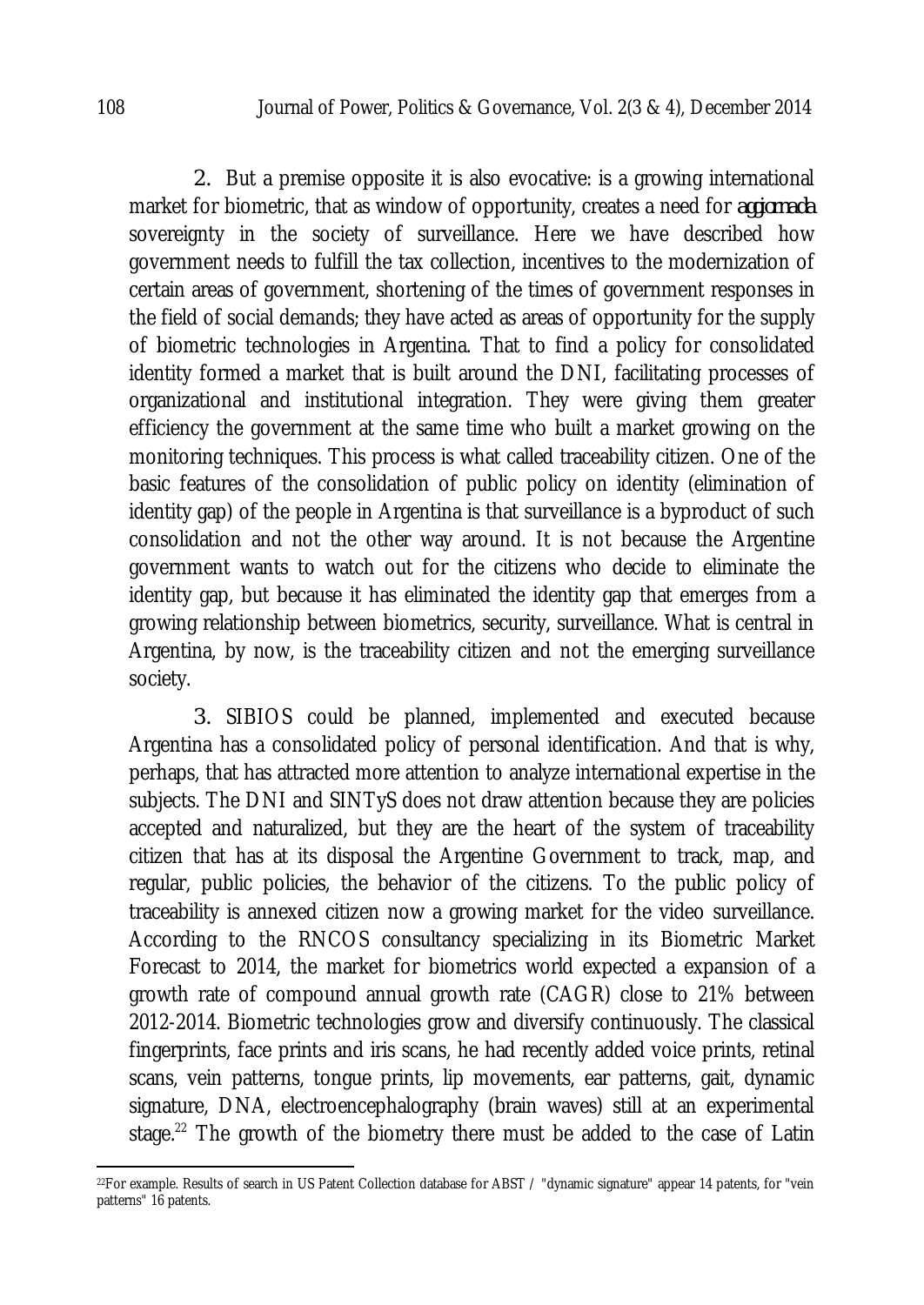2. But a premise opposite it is also evocative: is a growing international market for biometric, that as window of opportunity, creates a need for *aggiornada* sovereignty in the society of surveillance. Here we have described how government needs to fulfill the tax collection, incentives to the modernization of certain areas of government, shortening of the times of government responses in the field of social demands; they have acted as areas of opportunity for the supply of biometric technologies in Argentina. That to find a policy for consolidated identity formed a market that is built around the DNI, facilitating processes of organizational and institutional integration. They were giving them greater efficiency the government at the same time who built a market growing on the monitoring techniques. This process is what called traceability citizen. One of the basic features of the consolidation of public policy on identity (elimination of identity gap) of the people in Argentina is that surveillance is a byproduct of such consolidation and not the other way around. It is not because the Argentine government wants to watch out for the citizens who decide to eliminate the identity gap, but because it has eliminated the identity gap that emerges from a growing relationship between biometrics, security, surveillance. What is central in Argentina, by now, is the traceability citizen and not the emerging surveillance society.

3. SIBIOS could be planned, implemented and executed because Argentina has a consolidated policy of personal identification. And that is why, perhaps, that has attracted more attention to analyze international expertise in the subjects. The DNI and SINTyS does not draw attention because they are policies accepted and naturalized, but they are the heart of the system of traceability citizen that has at its disposal the Argentine Government to track, map, and regular, public policies, the behavior of the citizens. To the public policy of traceability is annexed citizen now a growing market for the video surveillance. According to the RNCOS consultancy specializing in its Biometric Market Forecast to 2014, the market for biometrics world expected a expansion of a growth rate of compound annual growth rate (CAGR) close to 21% between 2012-2014. Biometric technologies grow and diversify continuously. The classical fingerprints, face prints and iris scans, he had recently added voice prints, retinal scans, vein patterns, tongue prints, lip movements, ear patterns, gait, dynamic signature, DNA, electroencephalography (brain waves) still at an experimental stage.[22] The growth of the biometry there must be added to the case of Latin

---

[22] For example. Results of search in US Patent Collection database for ABST / "dynamic signature" appear 14 patents, for "vein patterns" 16 patents.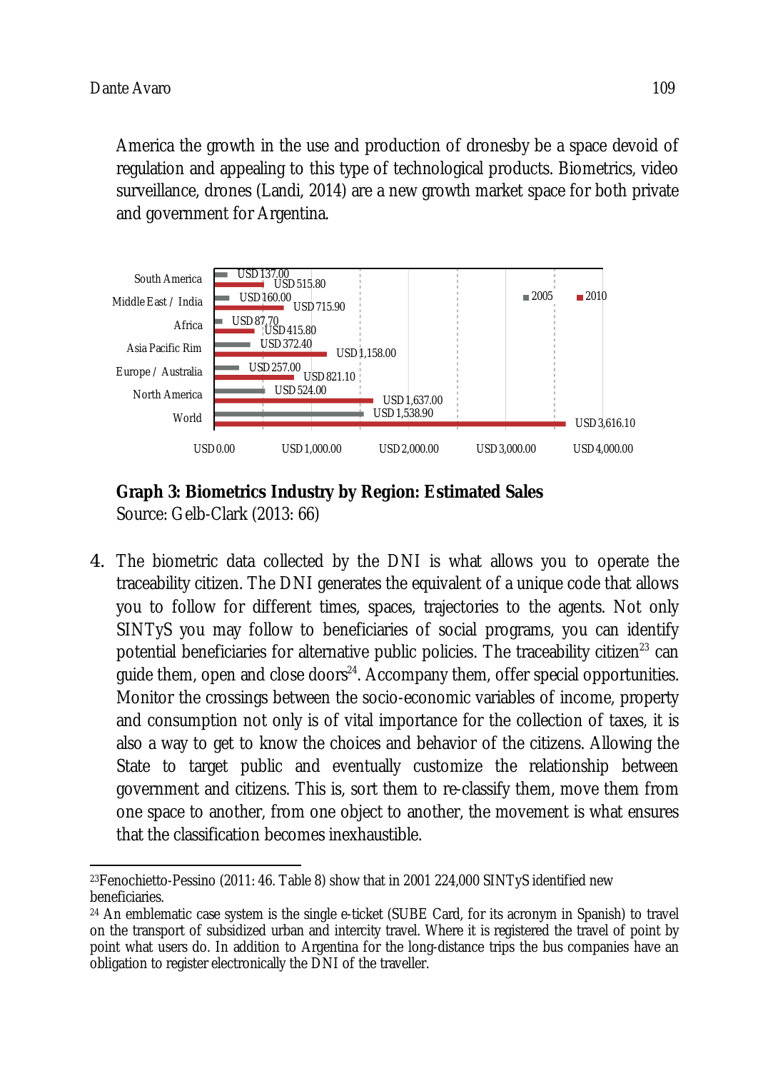America the growth in the use and production of dronesby be a space devoid of regulation and appealing to this type of technological products. Biometrics, video surveillance, drones (Landi, 2014) are a new growth market space for both private and government for Argentina.

| Region | 2005 | 2010 |
|---|---|---|
| South America | USD 137.00 | USD 515.80 |
| Middle East / India | USD 160.00 | USD 715.90 |
| Africa | USD 87.70 | USD 415.80 |
| Asia Pacific Rim | USD 372.40 | USD 1,158.00 |
| Europe / Australia | USD 257.00 | USD 821.10 |
| North America | USD 524.00 | USD 1,637.00 |
| World | USD 1,538.90 | USD 3,616.10 |

**Graph 3: Biometrics Industry by Region: Estimated Sales**
Source: Gelb-Clark (2013: 66)

4. The biometric data collected by the DNI is what allows you to operate the traceability citizen. The DNI generates the equivalent of a unique code that allows you to follow for different times, spaces, trajectories to the agents. Not only SINTyS you may follow to beneficiaries of social programs, you can identify potential beneficiaries for alternative public policies. The traceability citizen[23] can guide them, open and close doors[24]. Accompany them, offer special opportunities. Monitor the crossings between the socio-economic variables of income, property and consumption not only is of vital importance for the collection of taxes, it is also a way to get to know the choices and behavior of the citizens. Allowing the State to target public and eventually customize the relationship between government and citizens. This is, sort them to re-classify them, move them from one space to another, from one object to another, the movement is what ensures that the classification becomes inexhaustible.

[23] Fenochietto-Pessino (2011: 46. Table 8) show that in 2001 224,000 SINTyS identified new beneficiaries.

[24] An emblematic case system is the single e-ticket (SUBE Card, for its acronym in Spanish) to travel on the transport of subsidized urban and intercity travel. Where it is registered the travel of point by point what users do. In addition to Argentina for the long-distance trips the bus companies have an obligation to register electronically the DNI of the traveller.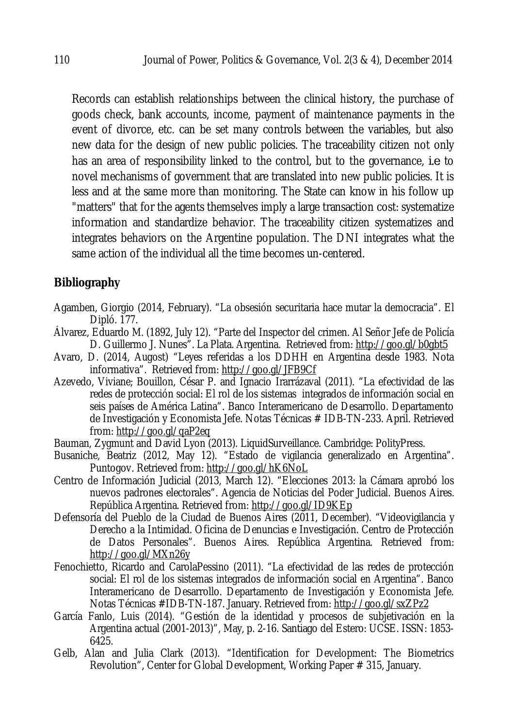Records can establish relationships between the clinical history, the purchase of goods check, bank accounts, income, payment of maintenance payments in the event of divorce, etc. can be set many controls between the variables, but also new data for the design of new public policies. The traceability citizen not only has an area of responsibility linked to the control, but to the governance, i.e to novel mechanisms of government that are translated into new public policies. It is less and at the same more than monitoring. The State can know in his follow up "matters" that for the agents themselves imply a large transaction cost: systematize information and standardize behavior. The traceability citizen systematizes and integrates behaviors on the Argentine population. The DNI integrates what the same action of the individual all the time becomes un-centered.

## Bibliography

Agamben, Giorgio (2014, February). "La obsesión securitaria hace mutar la democracia". El Diplό. 177.

Álvarez, Eduardo M. (1892, July 12). "Parte del Inspector del crimen. Al Señor Jefe de Policía D. Guillermo J. Nunes". La Plata. Argentina. Retrieved from: http://goo.gl/b0gbt5

Avaro, D. (2014, Augost) "Leyes referidas a los DDHH en Argentina desde 1983. Nota informativa". Retrieved from: http://goo.gl/JFB9Cf

Azevedo, Viviane; Bouillon, César P. and Ignacio Irarrázaval (2011). "La efectividad de las redes de protección social: El rol de los sistemas integrados de información social en seis países de América Latina". Banco Interamericano de Desarrollo. Departamento de Investigación y Economista Jefe. Notas Técnicas # IDB-TN-233. April. Retrieved from: http://goo.gl/qaP2eq

Bauman, Zygmunt and David Lyon (2013). LiquidSurveillance. Cambridge: PolityPress.

Busaniche, Beatriz (2012, May 12). "Estado de vigilancia generalizado en Argentina". Puntogov. Retrieved from: http://goo.gl/hK6NoL

Centro de Información Judicial (2013, March 12). "Elecciones 2013: la Cámara aprobó los nuevos padrones electorales". Agencia de Noticias del Poder Judicial. Buenos Aires. República Argentina. Retrieved from: http://goo.gl/ID9KEp

Defensoría del Pueblo de la Ciudad de Buenos Aires (2011, December). "Videovigilancia y Derecho a la Intimidad. Oficina de Denuncias e Investigación. Centro de Protección de Datos Personales". Buenos Aires. República Argentina. Retrieved from: http://goo.gl/MXn26y

Fenochietto, Ricardo and CarolaPessino (2011). "La efectividad de las redes de protección social: El rol de los sistemas integrados de información social en Argentina". Banco Interamericano de Desarrollo. Departamento de Investigación y Economista Jefe. Notas Técnicas #IDB-TN-187. January. Retrieved from: http://goo.gl/sxZPz2

García Fanlo, Luis (2014). "Gestión de la identidad y procesos de subjetivación en la Argentina actual (2001-2013)", May, p. 2-16. Santiago del Estero: UCSE. ISSN: 1853-6425.

Gelb, Alan and Julia Clark (2013). "Identification for Development: The Biometrics Revolution", Center for Global Development, Working Paper # 315, January.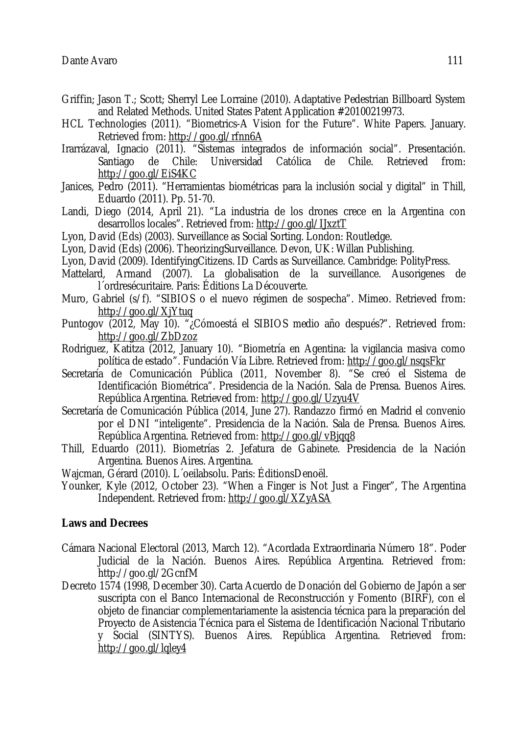Griffin; Jason T.; Scott; Sherryl Lee Lorraine (2010). Adaptative Pedestrian Billboard System and Related Methods. United States Patent Application #20100219973.

HCL Technologies (2011). “Biometrics-A Vision for the Future”. White Papers. January. Retrieved from: http://goo.gl/rfnn6A

Irarrázaval, Ignacio (2011). “Sistemas integrados de información social”. Presentación. Santiago de Chile: Universidad Católica de Chile. Retrieved from: http://goo.gl/EiS4KC

Janices, Pedro (2011). “Herramientas biométricas para la inclusión social y digital” in Thill, Eduardo (2011). Pp. 51-70.

Landi, Diego (2014, April 21). “La industria de los drones crece en la Argentina con desarrollos locales”. Retrieved from: http://goo.gl/IJxztT

Lyon, David (Eds) (2003). Surveillance as Social Sorting. London: Routledge.

Lyon, David (Eds) (2006). TheorizingSurveillance. Devon, UK: Willan Publishing.

Lyon, David (2009). IdentifyingCitizens. ID Cards as Surveillance. Cambridge: PolityPress.

Mattelard, Armand (2007). La globalisation de la surveillance. Ausorigenes de l´ordresécuritaire. Paris: Éditions La Découverte.

Muro, Gabriel (s/f). “SIBIOS o el nuevo régimen de sospecha”. Mimeo. Retrieved from: http://goo.gl/XjYtuq

Puntogov (2012, May 10). “¿Cómoestá el SIBIOS medio año después?”. Retrieved from: http://goo.gl/ZbDzoz

Rodriguez, Katitza (2012, January 10). “Biometría en Agentina: la vigilancia masiva como política de estado”. Fundación Vía Libre. Retrieved from: http://goo.gl/nsqsFkr

Secretaría de Comunicación Pública (2011, November 8). “Se creó el Sistema de Identificación Biométrica”. Presidencia de la Nación. Sala de Prensa. Buenos Aires. República Argentina. Retrieved from: http://goo.gl/Uzyu4V

Secretaría de Comunicación Pública (2014, June 27). Randazzo firmó en Madrid el convenio por el DNI “inteligente”. Presidencia de la Nación. Sala de Prensa. Buenos Aires. República Argentina. Retrieved from: http://goo.gl/vBjqq8

Thill, Eduardo (2011). Biometrías 2. Jefatura de Gabinete. Presidencia de la Nación Argentina. Buenos Aires. Argentina.

Wajcman, Gérard (2010). L´oeilabsolu. Paris: ÉditionsDenoël.

Younker, Kyle (2012, October 23). “When a Finger is Not Just a Finger”, The Argentina Independent. Retrieved from: http://goo.gl/XZyASA

## Laws and Decrees

Cámara Nacional Electoral (2013, March 12). “Acordada Extraordinaria Número 18”. Poder Judicial de la Nación. Buenos Aires. República Argentina. Retrieved from: http://goo.gl/2GcnfM

Decreto 1574 (1998, December 30). Carta Acuerdo de Donación del Gobierno de Japón a ser suscripta con el Banco Internacional de Reconstrucción y Fomento (BIRF), con el objeto de financiar complementariamente la asistencia técnica para la preparación del Proyecto de Asistencia Técnica para el Sistema de Identificación Nacional Tributario y Social (SINTYS). Buenos Aires. República Argentina. Retrieved from: http://goo.gl/lqley4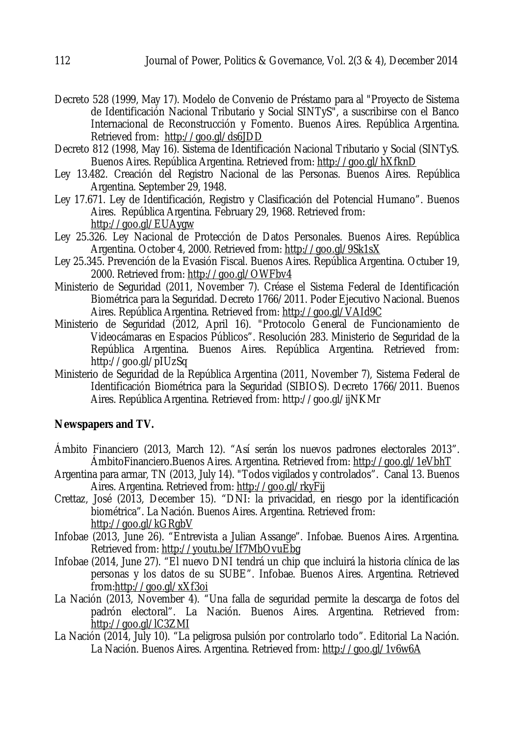Decreto 528 (1999, May 17). Modelo de Convenio de Préstamo para al "Proyecto de Sistema de Identificación Nacional Tributario y Social SINTyS", a suscribirse con el Banco Internacional de Reconstrucción y Fomento. Buenos Aires. República Argentina. Retrieved from: http://goo.gl/ds6JDD

Decreto 812 (1998, May 16). Sistema de Identificación Nacional Tributario y Social (SINTyS. Buenos Aires. República Argentina. Retrieved from: http://goo.gl/hXfknD

Ley 13.482. Creación del Registro Nacional de las Personas. Buenos Aires. República Argentina. September 29, 1948.

Ley 17.671. Ley de Identificación, Registro y Clasificación del Potencial Humano". Buenos Aires. República Argentina. February 29, 1968. Retrieved from: http://goo.gl/EUAygw

Ley 25.326. Ley Nacional de Protección de Datos Personales. Buenos Aires. República Argentina. October 4, 2000. Retrieved from: http://goo.gl/9Sk1sX

Ley 25.345. Prevención de la Evasión Fiscal. Buenos Aires. República Argentina. Octuber 19, 2000. Retrieved from: http://goo.gl/OWFbv4

Ministerio de Seguridad (2011, November 7). Créase el Sistema Federal de Identificación Biométrica para la Seguridad. Decreto 1766/2011. Poder Ejecutivo Nacional. Buenos Aires. República Argentina. Retrieved from: http://goo.gl/VAId9C

Ministerio de Seguridad (2012, April 16). "Protocolo General de Funcionamiento de Videocámaras en Espacios Públicos". Resolución 283. Ministerio de Seguridad de la República Argentina. Buenos Aires. República Argentina. Retrieved from: http://goo.gl/pIUzSq

Ministerio de Seguridad de la República Argentina (2011, November 7), Sistema Federal de Identificación Biométrica para la Seguridad (SIBIOS). Decreto 1766/2011. Buenos Aires. República Argentina. Retrieved from: http://goo.gl/ijNKMr

**Newspapers and TV.**

Ámbito Financiero (2013, March 12). "Así serán los nuevos padrones electorales 2013". ÁmbitoFinanciero.Buenos Aires. Argentina. Retrieved from: http://goo.gl/1eVbhT

Argentina para armar, TN (2013, July 14). "Todos vigilados y controlados". Canal 13. Buenos Aires. Argentina. Retrieved from: http://goo.gl/rkyFij

Crettaz, José (2013, December 15). "DNI: la privacidad, en riesgo por la identificación biométrica". La Nación. Buenos Aires. Argentina. Retrieved from: http://goo.gl/kGRgbV

Infobae (2013, June 26). "Entrevista a Julian Assange". Infobae. Buenos Aires. Argentina. Retrieved from: http://youtu.be/If7MbOvuEbg

Infobae (2014, June 27). "El nuevo DNI tendrá un chip que incluirá la historia clínica de las personas y los datos de su SUBE". Infobae. Buenos Aires. Argentina. Retrieved from:http://goo.gl/xXf3oi

La Nación (2013, November 4). "Una falla de seguridad permite la descarga de fotos del padrón electoral". La Nación. Buenos Aires. Argentina. Retrieved from: http://goo.gl/lC3ZMI

La Nación (2014, July 10). "La peligrosa pulsión por controlarlo todo". Editorial La Nación. La Nación. Buenos Aires. Argentina. Retrieved from: http://goo.gl/1v6w6A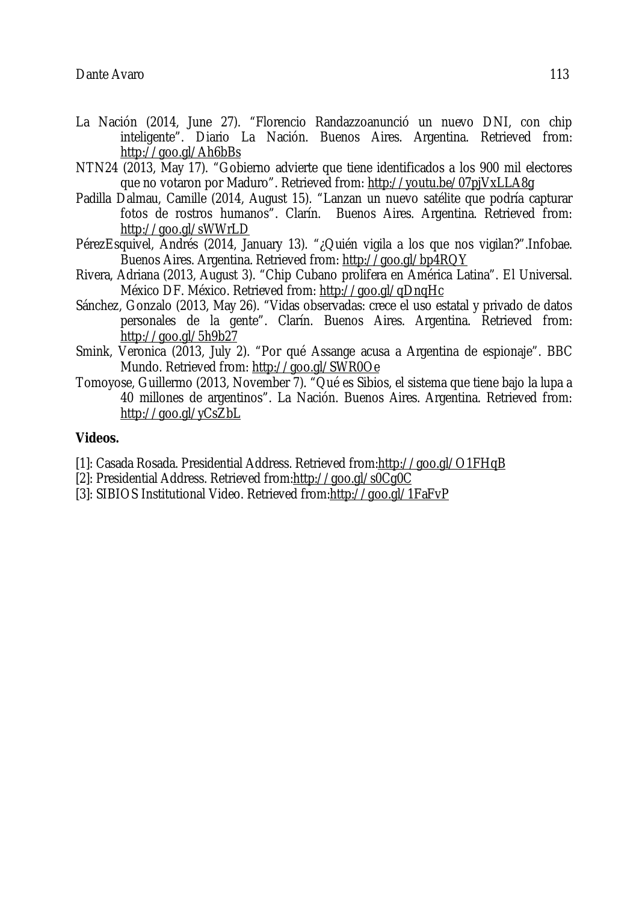La Nación (2014, June 27). "Florencio Randazzoanunció un nuevo DNI, con chip inteligente". Diario La Nación. Buenos Aires. Argentina. Retrieved from: http://goo.gl/Ah6bBs

NTN24 (2013, May 17). "Gobierno advierte que tiene identificados a los 900 mil electores que no votaron por Maduro". Retrieved from: http://youtu.be/07pjVxLLA8g

Padilla Dalmau, Camille (2014, August 15). "Lanzan un nuevo satélite que podría capturar fotos de rostros humanos". Clarín. Buenos Aires. Argentina. Retrieved from: http://goo.gl/sWWrLD

PérezEsquivel, Andrés (2014, January 13). "¿Quién vigila a los que nos vigilan?".Infobae. Buenos Aires. Argentina. Retrieved from: http://goo.gl/bp4RQY

Rivera, Adriana (2013, August 3). "Chip Cubano prolifera en América Latina". El Universal. México DF. México. Retrieved from: http://goo.gl/qDnqHc

Sánchez, Gonzalo (2013, May 26). "Vidas observadas: crece el uso estatal y privado de datos personales de la gente". Clarín. Buenos Aires. Argentina. Retrieved from: http://goo.gl/5h9b27

Smink, Veronica (2013, July 2). "Por qué Assange acusa a Argentina de espionaje". BBC Mundo. Retrieved from: http://goo.gl/SWR0Oe

Tomoyose, Guillermo (2013, November 7). "Qué es Sibios, el sistema que tiene bajo la lupa a 40 millones de argentinos". La Nación. Buenos Aires. Argentina. Retrieved from: http://goo.gl/yCsZbL

**Videos.**

[1]: Casada Rosada. Presidential Address. Retrieved from:http://goo.gl/O1FHqB

[2]: Presidential Address. Retrieved from:http://goo.gl/s0Cg0C

[3]: SIBIOS Institutional Video. Retrieved from:http://goo.gl/1FaFvP